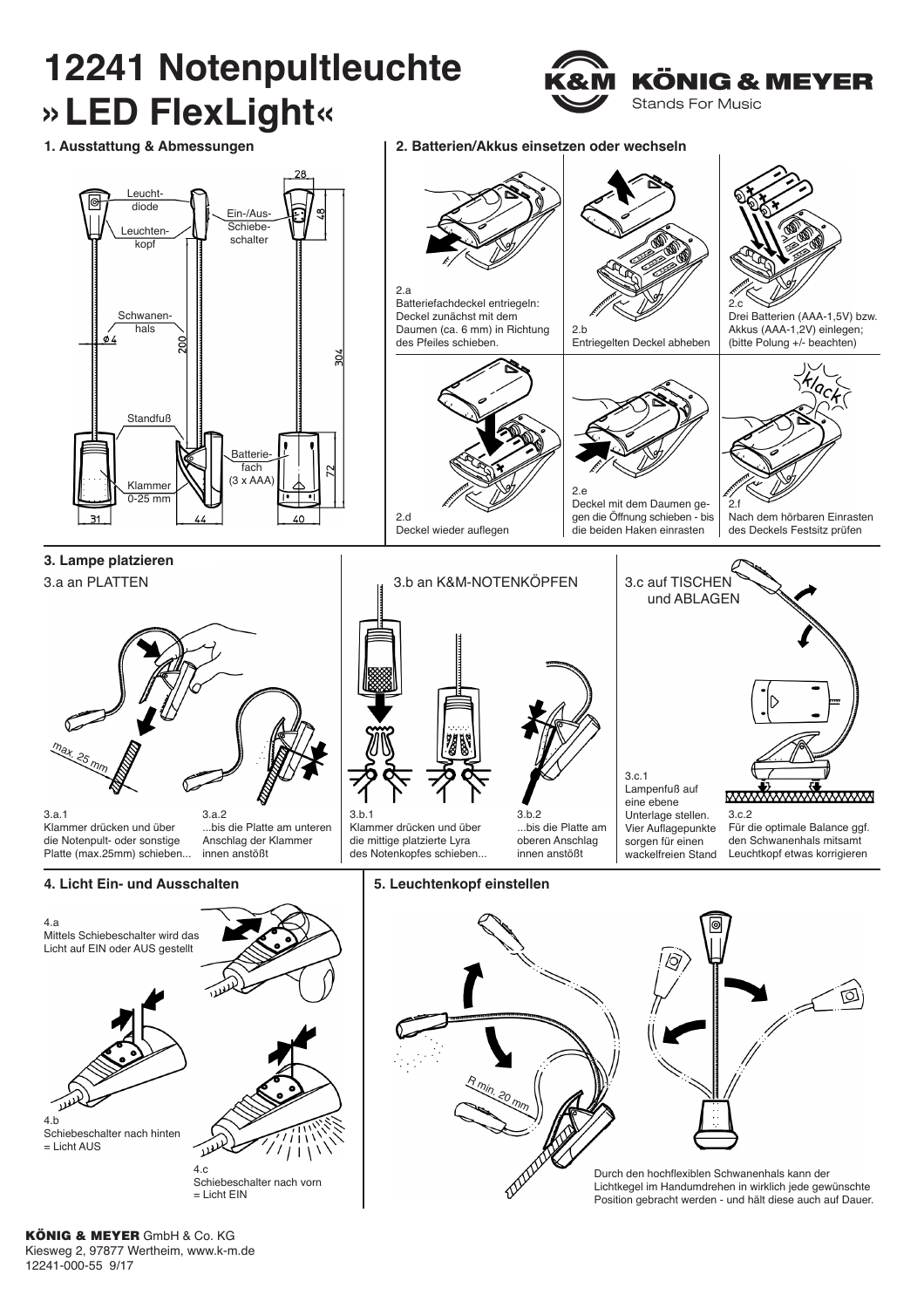# 12241 Notenpultleuchte »LED FlexLight«

K&M KÖNIG & MEYER
Stands For Music

## 1. Ausstattung & Abmessungen

Leuchtdiode
Leuchtenkopf
Ein-/Aus-Schiebeschalter
Schwanenhals
ø 4
200
304
48
28
Standfuß
Batteriefach (3 x AAA)
Klammer 0-25 mm
72
31
44
40

## 2. Batterien/Akkus einsetzen oder wechseln

2.a
Batteriefachdeckel entriegeln: Deckel zunächst mit dem Daumen (ca. 6 mm) in Richtung des Pfeiles schieben.

2.b
Entriegelten Deckel abheben

2.c
Drei Batterien (AAA-1,5V) bzw. Akkus (AAA-1,2V) einlegen; (bitte Polung +/- beachten)

2.d
Deckel wieder auflegen

2.e
Deckel mit dem Daumen gegen die Öffnung schieben - bis die beiden Haken einrasten

2.f
Nach dem hörbaren Einrasten des Deckels Festsitz prüfen

Klack

## 3. Lampe platzieren

### 3.a an PLATTEN

max. 25 mm

3.a.1
Klammer drücken und über die Notenpult- oder sonstige Platte (max.25mm) schieben...

3.a.2
...bis die Platte am unteren Anschlag der Klammer innen anstößt

### 3.b an K&M-NOTENKÖPFEN

3.b.1
Klammer drücken und über die mittige platzierte Lyra des Notenkopfes schieben...

3.b.2
...bis die Platte am oberen Anschlag innen anstößt

### 3.c auf TISCHEN und ABLAGEN

3.c.1
Lampenfuß auf eine ebene Unterlage stellen. Vier Auflagepunkte sorgen für einen wackelfreien Stand

3.c.2
Für die optimale Balance ggf. den Schwanenhals mitsamt Leuchtkopf etwas korrigieren

## 4. Licht Ein- und Ausschalten

4.a
Mittels Schiebeschalter wird das Licht auf EIN oder AUS gestellt

4.b
Schiebeschalter nach hinten = Licht AUS

4.c
Schiebeschalter nach vorn = Licht EIN

## 5. Leuchtenkopf einstellen

R min. 20 mm

Durch den hochflexiblen Schwanenhals kann der Lichtkegel im Handumdrehen in wirklich jede gewünschte Position gebracht werden - und hält diese auch auf Dauer.

**KÖNIG & MEYER** GmbH & Co. KG
Kiesweg 2, 97877 Wertheim, www.k-m.de
12241-000-55 9/17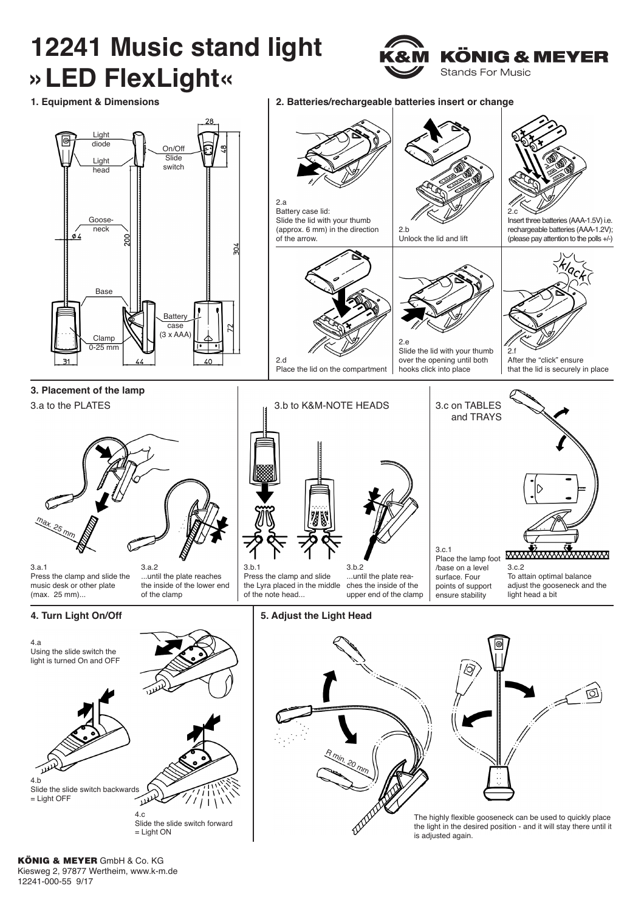# 12241 Music stand light
# » LED FlexLight«

K&M KÖNIG & MEYER
Stands For Music

## 1. Equipment & Dimensions

Light diode

Light head

On/Off Slide switch

Goose-neck

ø 4

200

304

28

48

Base

Battery case (3 x AAA)

Clamp 0-25 mm

72

31

44

40

## 2. Batteries/rechargeable batteries insert or change

2.a
Battery case lid:
Slide the lid with your thumb (approx. 6 mm) in the direction of the arrow.

2.b
Unlock the lid and lift

2.c
Insert three batteries (AAA-1.5V) i.e. rechargeable batteries (AAA-1.2V); (please pay attention to the polls +/-)

2.d
Place the lid on the compartment

2.e
Slide the lid with your thumb over the opening until both hooks click into place

Klack

2.f
After the "click" ensure that the lid is securely in place

## 3. Placement of the lamp

### 3.a to the PLATES

max. 25 mm

3.a.1
Press the clamp and slide the music desk or other plate (max. 25 mm)...

3.a.2
...until the plate reaches the inside of the lower end of the clamp

### 3.b to K&M-NOTE HEADS

3.b.1
Press the clamp and slide the Lyra placed in the middle of the note head...

3.b.2
...until the plate reaches the inside of the upper end of the clamp

### 3.c on TABLES and TRAYS

3.c.1
Place the lamp foot /base on a level surface. Four points of support ensure stability

3.c.2
To attain optimal balance adjust the gooseneck and the light head a bit

## 4. Turn Light On/Off

4.a
Using the slide switch the light is turned On and OFF

4.b
Slide the slide switch backwards = Light OFF

4.c
Slide the slide switch forward = Light ON

## 5. Adjust the Light Head

R min. 20 mm

The highly flexible gooseneck can be used to quickly place the light in the desired position - and it will stay there until it is adjusted again.

**KÖNIG & MEYER** GmbH & Co. KG
Kiesweg 2, 97877 Wertheim, www.k-m.de
12241-000-55 9/17